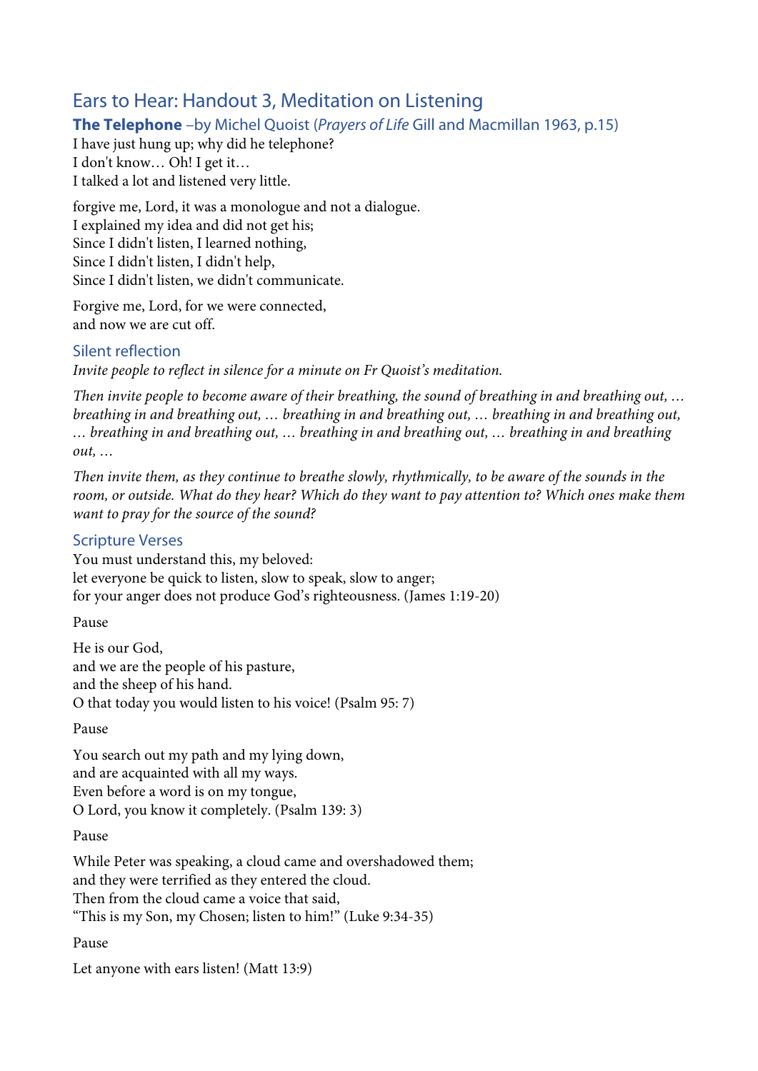## Ears to Hear: Handout 3, Meditation on Listening

### **The Telephone** –by Michel Quoist (*Prayers of Life* Gill and Macmillan 1963, p.15)

I have just hung up; why did he telephone?
I don't know… Oh! I get it…
I talked a lot and listened very little.

forgive me, Lord, it was a monologue and not a dialogue.
I explained my idea and did not get his;
Since I didn't listen, I learned nothing,
Since I didn't listen, I didn't help,
Since I didn't listen, we didn't communicate.

Forgive me, Lord, for we were connected,
and now we are cut off.

### Silent reflection

*Invite people to reflect in silence for a minute on Fr Quoist's meditation.*

*Then invite people to become aware of their breathing, the sound of breathing in and breathing out, … breathing in and breathing out, … breathing in and breathing out, … breathing in and breathing out, … breathing in and breathing out, … breathing in and breathing out, … breathing in and breathing out, …*

*Then invite them, as they continue to breathe slowly, rhythmically, to be aware of the sounds in the room, or outside. What do they hear? Which do they want to pay attention to? Which ones make them want to pray for the source of the sound?*

### Scripture Verses

You must understand this, my beloved:
let everyone be quick to listen, slow to speak, slow to anger;
for your anger does not produce God's righteousness. (James 1:19-20)

Pause

He is our God,
and we are the people of his pasture,
and the sheep of his hand.
O that today you would listen to his voice! (Psalm 95: 7)

Pause

You search out my path and my lying down,
and are acquainted with all my ways.
Even before a word is on my tongue,
O Lord, you know it completely. (Psalm 139: 3)

Pause

While Peter was speaking, a cloud came and overshadowed them;
and they were terrified as they entered the cloud.
Then from the cloud came a voice that said,
"This is my Son, my Chosen; listen to him!" (Luke 9:34-35)

Pause

Let anyone with ears listen! (Matt 13:9)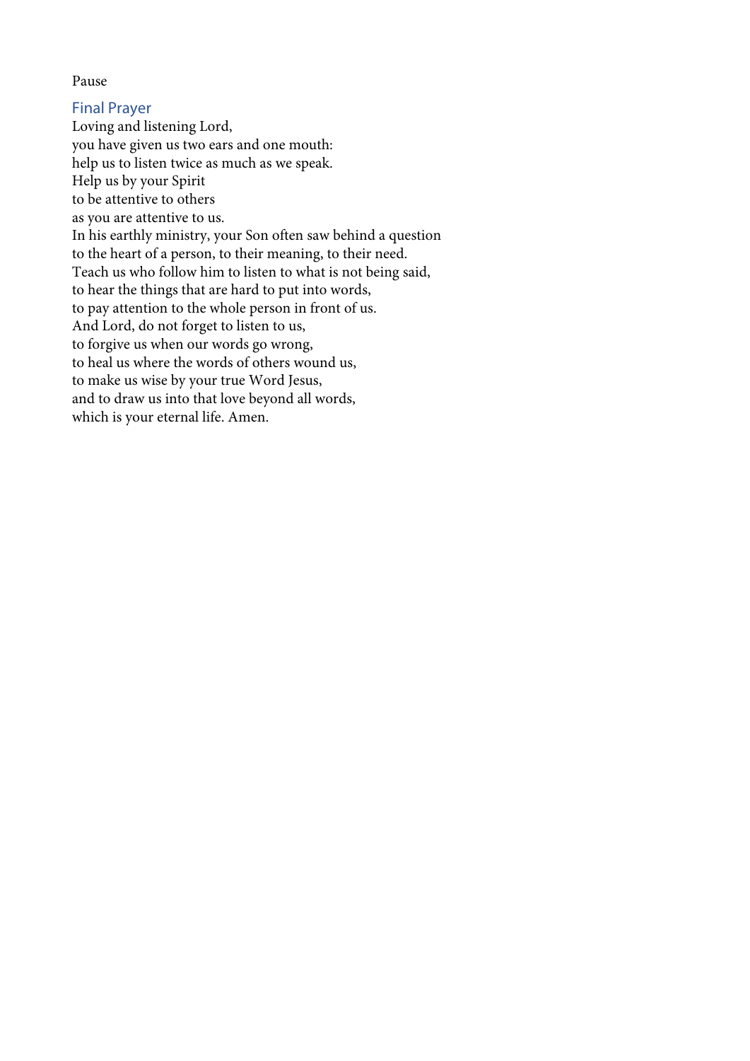Pause

## Final Prayer

Loving and listening Lord,
you have given us two ears and one mouth:
help us to listen twice as much as we speak.
Help us by your Spirit
to be attentive to others
as you are attentive to us.
In his earthly ministry, your Son often saw behind a question
to the heart of a person, to their meaning, to their need.
Teach us who follow him to listen to what is not being said,
to hear the things that are hard to put into words,
to pay attention to the whole person in front of us.
And Lord, do not forget to listen to us,
to forgive us when our words go wrong,
to heal us where the words of others wound us,
to make us wise by your true Word Jesus,
and to draw us into that love beyond all words,
which is your eternal life. Amen.